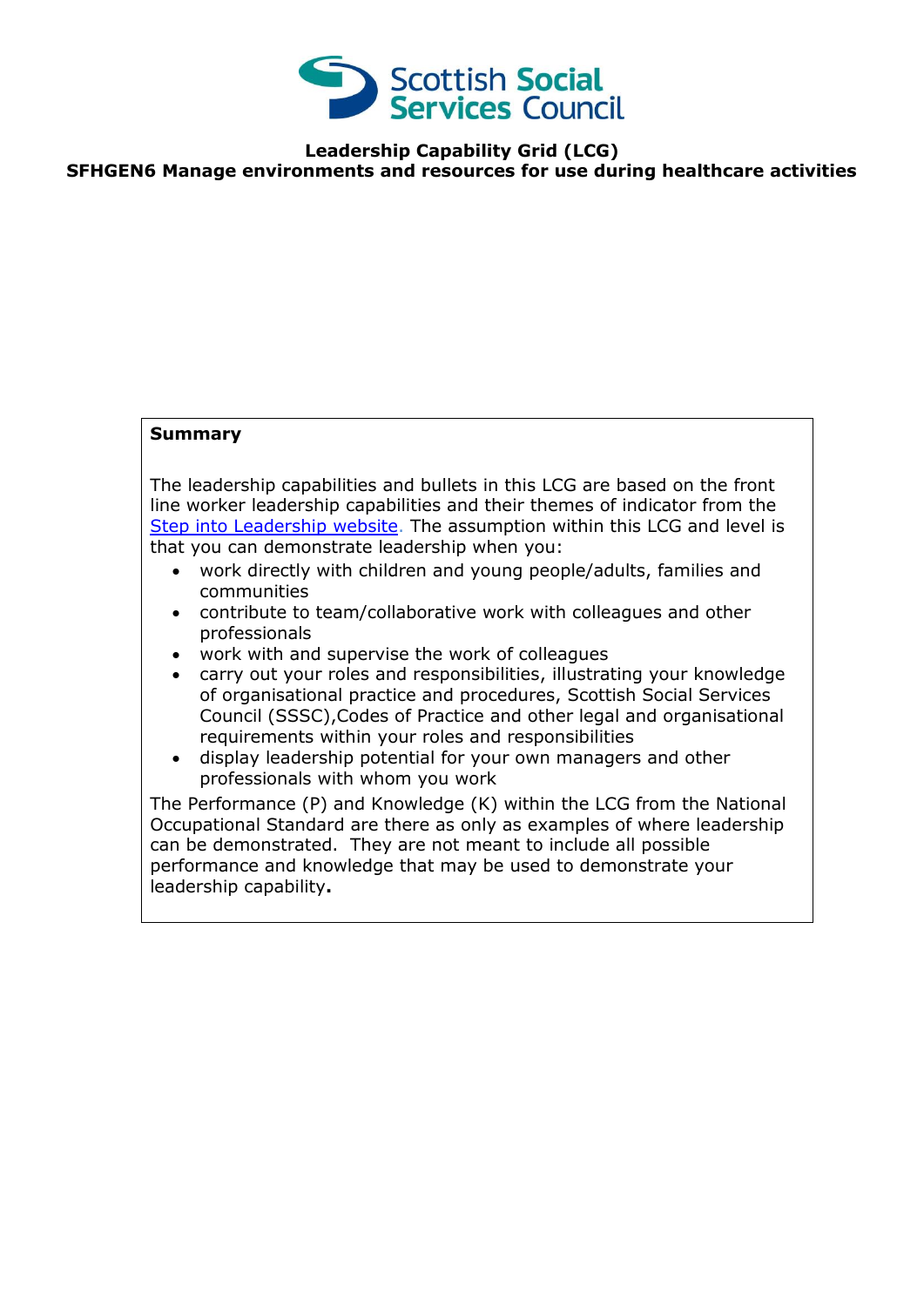Scottish Social Services Council

**Leadership Capability Grid (LCG)**
**SFHGEN6 Manage environments and resources for use during healthcare activities**

**Summary**

The leadership capabilities and bullets in this LCG are based on the front line worker leadership capabilities and their themes of indicator from the [Step into Leadership website](). The assumption within this LCG and level is that you can demonstrate leadership when you:

- work directly with children and young people/adults, families and communities
- contribute to team/collaborative work with colleagues and other professionals
- work with and supervise the work of colleagues
- carry out your roles and responsibilities, illustrating your knowledge of organisational practice and procedures, Scottish Social Services Council (SSSC),Codes of Practice and other legal and organisational requirements within your roles and responsibilities
- display leadership potential for your own managers and other professionals with whom you work

The Performance (P) and Knowledge (K) within the LCG from the National Occupational Standard are there as only as examples of where leadership can be demonstrated. They are not meant to include all possible performance and knowledge that may be used to demonstrate your leadership capability**.**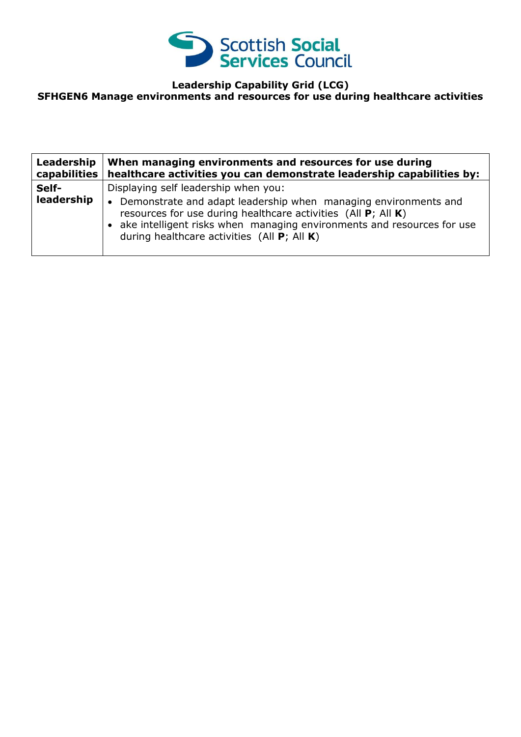Leadership Capability Grid (LCG)
SFHGEN6 Manage environments and resources for use during healthcare activities

| Leadership capabilities | When managing environments and resources for use during healthcare activities you can demonstrate leadership capabilities by: |
|---|---|
| **Self-leadership** | Displaying self leadership when you:<br>• Demonstrate and adapt leadership when managing environments and resources for use during healthcare activities (All **P**; All **K**)<br>• ake intelligent risks when managing environments and resources for use during healthcare activities (All **P**; All **K**) |